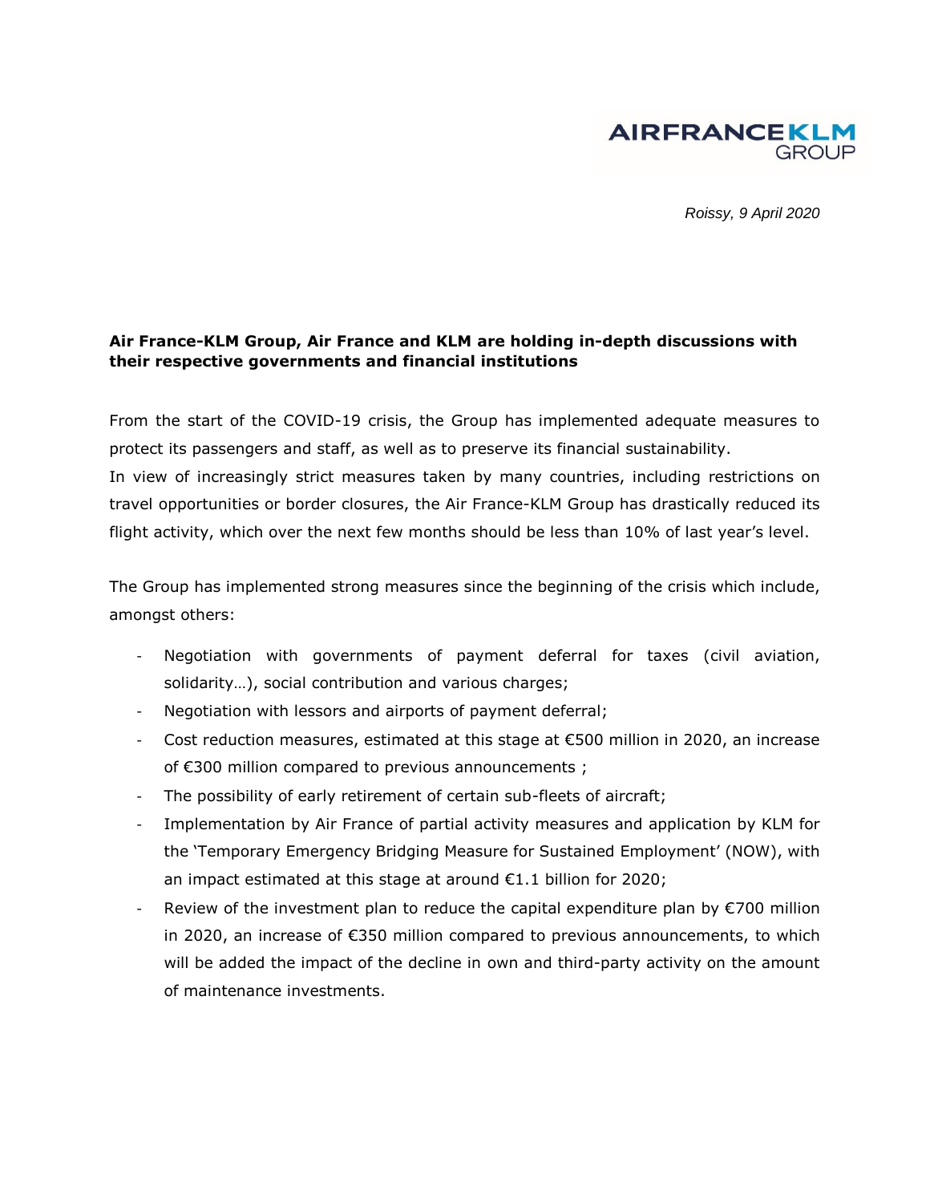AIRFRANCE KLM GROUP

*Roissy, 9 April 2020*

**Air France-KLM Group, Air France and KLM are holding in-depth discussions with their respective governments and financial institutions**

From the start of the COVID-19 crisis, the Group has implemented adequate measures to protect its passengers and staff, as well as to preserve its financial sustainability.
In view of increasingly strict measures taken by many countries, including restrictions on travel opportunities or border closures, the Air France-KLM Group has drastically reduced its flight activity, which over the next few months should be less than 10% of last year's level.

The Group has implemented strong measures since the beginning of the crisis which include, amongst others:

- Negotiation with governments of payment deferral for taxes (civil aviation, solidarity…), social contribution and various charges;
- Negotiation with lessors and airports of payment deferral;
- Cost reduction measures, estimated at this stage at €500 million in 2020, an increase of €300 million compared to previous announcements ;
- The possibility of early retirement of certain sub-fleets of aircraft;
- Implementation by Air France of partial activity measures and application by KLM for the 'Temporary Emergency Bridging Measure for Sustained Employment' (NOW), with an impact estimated at this stage at around €1.1 billion for 2020;
- Review of the investment plan to reduce the capital expenditure plan by €700 million in 2020, an increase of €350 million compared to previous announcements, to which will be added the impact of the decline in own and third-party activity on the amount of maintenance investments.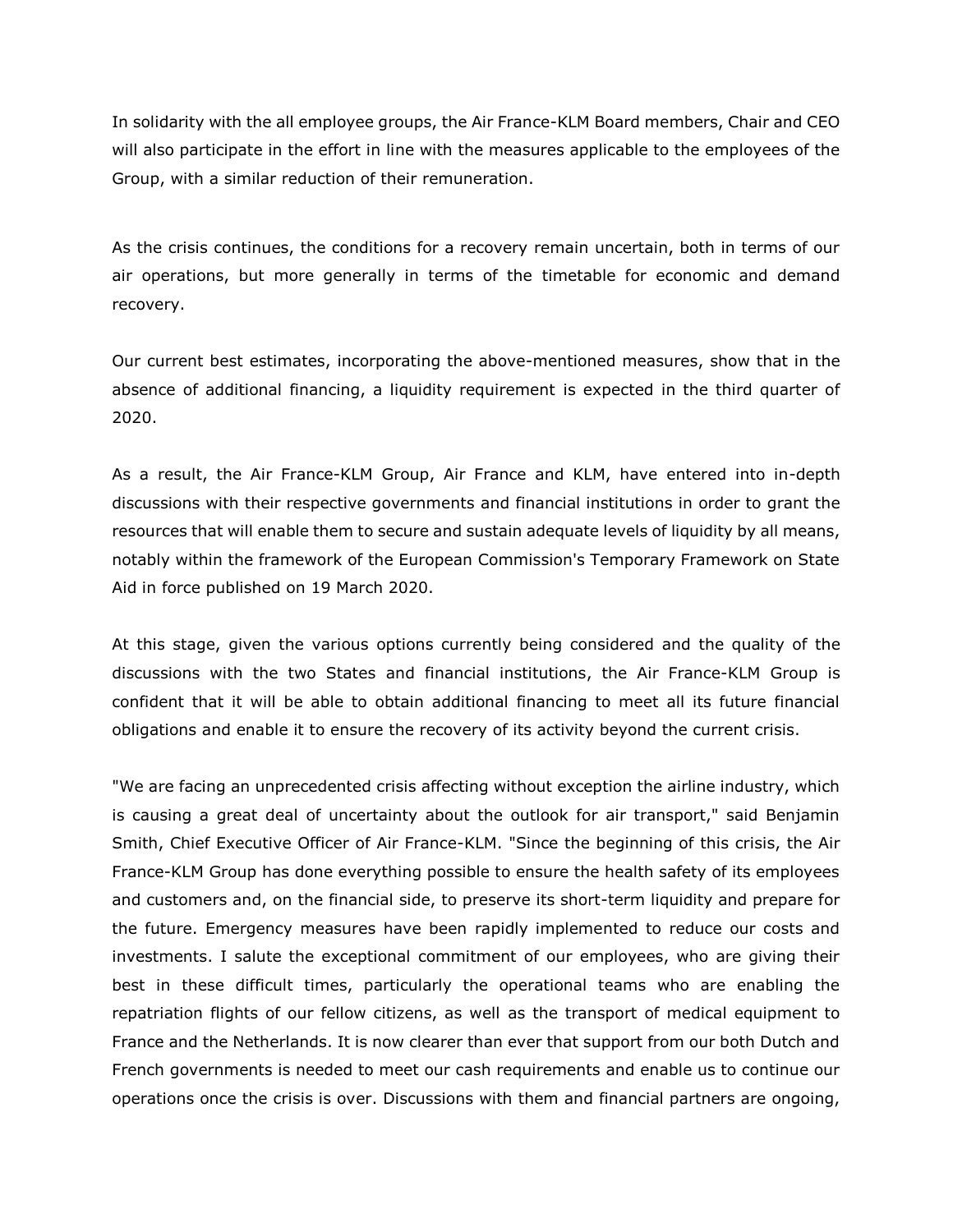In solidarity with the all employee groups, the Air France-KLM Board members, Chair and CEO will also participate in the effort in line with the measures applicable to the employees of the Group, with a similar reduction of their remuneration.

As the crisis continues, the conditions for a recovery remain uncertain, both in terms of our air operations, but more generally in terms of the timetable for economic and demand recovery.

Our current best estimates, incorporating the above-mentioned measures, show that in the absence of additional financing, a liquidity requirement is expected in the third quarter of 2020.

As a result, the Air France-KLM Group, Air France and KLM, have entered into in-depth discussions with their respective governments and financial institutions in order to grant the resources that will enable them to secure and sustain adequate levels of liquidity by all means, notably within the framework of the European Commission's Temporary Framework on State Aid in force published on 19 March 2020.

At this stage, given the various options currently being considered and the quality of the discussions with the two States and financial institutions, the Air France-KLM Group is confident that it will be able to obtain additional financing to meet all its future financial obligations and enable it to ensure the recovery of its activity beyond the current crisis.

"We are facing an unprecedented crisis affecting without exception the airline industry, which is causing a great deal of uncertainty about the outlook for air transport," said Benjamin Smith, Chief Executive Officer of Air France-KLM. "Since the beginning of this crisis, the Air France-KLM Group has done everything possible to ensure the health safety of its employees and customers and, on the financial side, to preserve its short-term liquidity and prepare for the future. Emergency measures have been rapidly implemented to reduce our costs and investments. I salute the exceptional commitment of our employees, who are giving their best in these difficult times, particularly the operational teams who are enabling the repatriation flights of our fellow citizens, as well as the transport of medical equipment to France and the Netherlands. It is now clearer than ever that support from our both Dutch and French governments is needed to meet our cash requirements and enable us to continue our operations once the crisis is over. Discussions with them and financial partners are ongoing,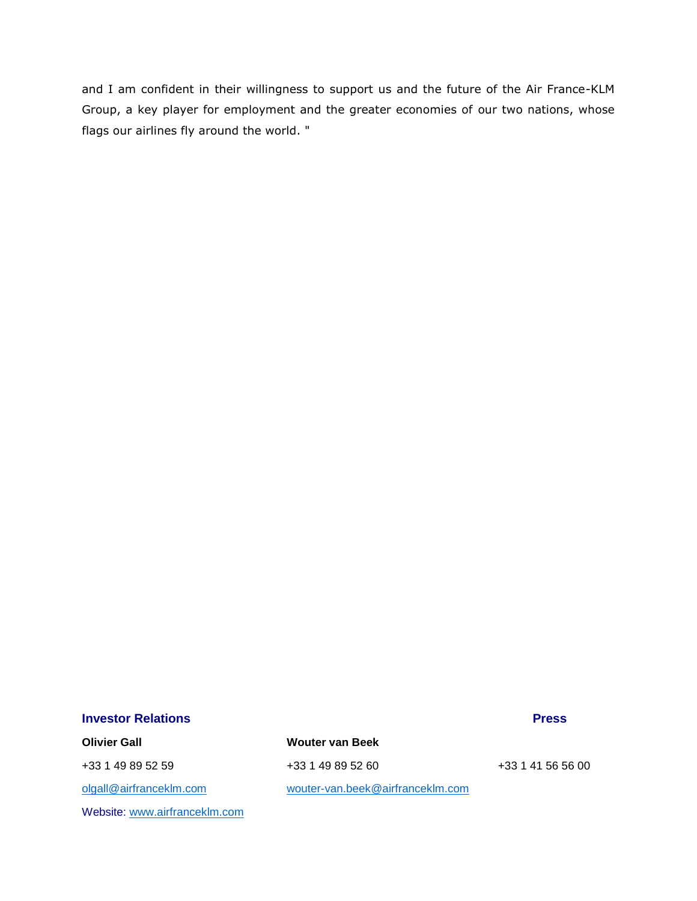and I am confident in their willingness to support us and the future of the Air France-KLM Group, a key player for employment and the greater economies of our two nations, whose flags our airlines fly around the world. "

| Investor Relations | | Press |
|---|---|---|
| **Olivier Gall** | **Wouter van Beek** | |
| +33 1 49 89 52 59 | +33 1 49 89 52 60 | +33 1 41 56 56 00 |
| olgall@airfranceklm.com | wouter-van.beek@airfranceklm.com | |

Website: www.airfranceklm.com